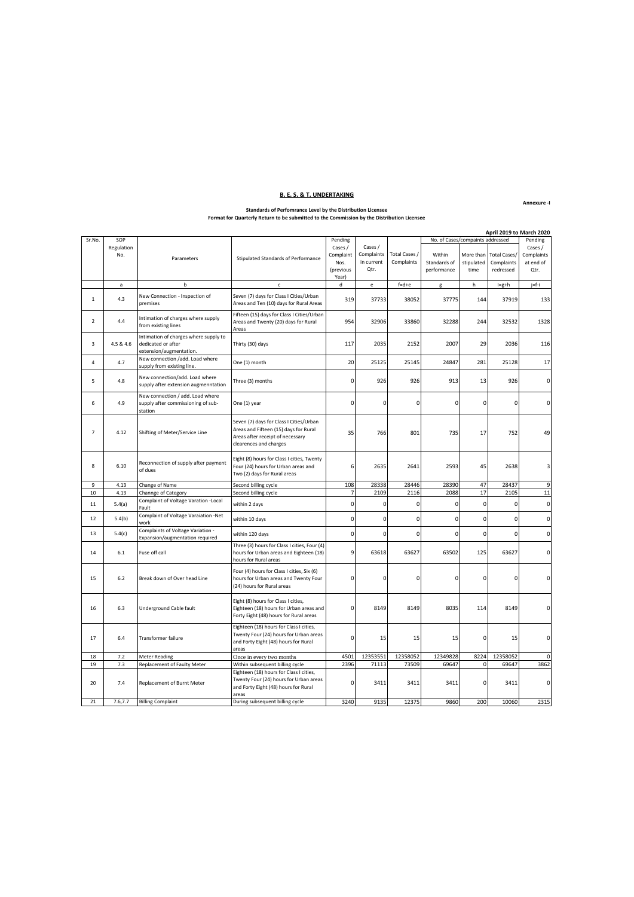**B. E. S. & T. UNDERTAKING**

Annexure -I

**Standards of Perfomrance Level by the Distribution Licensee**
**Format for Quarterly Return to be submitted to the Commission by the Distribution Licensee**

April 2019 to March 2020

| Sr.No. | SOP Regulation No. | Parameters | Stipulated Standards of Performance | Pending Cases / Complaint Nos. (previous Year) | Cases / Complaints in current Qtr. | Total Cases / Complaints | No. of Cases/compaints addressed | | | Pending Cases / Complaints at end of Qtr. |
|---|---|---|---|---|---|---|---|---|---|---|
| | | | | | | | Within Standards of performance | More than stipulated time | Total Cases/ Complaints redressed | |
| | a | b | c | d | e | f=d+e | g | h | I=g+h | j=f-i |
| 1 | 4.3 | New Connection - Inspection of premises | Seven (7) days for Class I Cities/Urban Areas and Ten (10) days for Rural Areas | 319 | 37733 | 38052 | 37775 | 144 | 37919 | 133 |
| 2 | 4.4 | Intimation of charges where supply from existing lines | Fifteen (15) days for Class I Cities/Urban Areas and Twenty (20) days for Rural Areas | 954 | 32906 | 33860 | 32288 | 244 | 32532 | 1328 |
| 3 | 4.5 & 4.6 | Intimation of charges where supply to dedicated or after extension/augmentation. | Thirty (30) days | 117 | 2035 | 2152 | 2007 | 29 | 2036 | 116 |
| 4 | 4.7 | New connection /add. Load where supply from existing line. | One (1) month | 20 | 25125 | 25145 | 24847 | 281 | 25128 | 17 |
| 5 | 4.8 | New connection/add. Load where supply after extension augmenntation | Three (3) months | 0 | 926 | 926 | 913 | 13 | 926 | 0 |
| 6 | 4.9 | New connection / add. Load where supply after commissioning of sub-station | One (1) year | 0 | 0 | 0 | 0 | 0 | 0 | 0 |
| 7 | 4.12 | Shifting of Meter/Service Line | Seven (7) days for Class I Cities/Urban Areas and Fifteen (15) days for Rural Areas after receipt of necessary clearences and charges | 35 | 766 | 801 | 735 | 17 | 752 | 49 |
| 8 | 6.10 | Reconnection of supply after payment of dues | Eight (8) hours for Class I cities, Twenty Four (24) hours for Urban areas and Two (2) days for Rural areas | 6 | 2635 | 2641 | 2593 | 45 | 2638 | 3 |
| 9 | 4.13 | Change of Name | Second billing cycle | 108 | 28338 | 28446 | 28390 | 47 | 28437 | 9 |
| 10 | 4.13 | Channge of Category | Second billing cycle | 7 | 2109 | 2116 | 2088 | 17 | 2105 | 11 |
| 11 | 5.4(a) | Complaint of Voltage Varation -Local Fault | within 2 days | 0 | 0 | 0 | 0 | 0 | 0 | 0 |
| 12 | 5.4(b) | Complaint of Voltage Varaiation -Net work | within 10 days | 0 | 0 | 0 | 0 | 0 | 0 | 0 |
| 13 | 5.4(c) | Complaints of Voltage Variation - Expansion/augmentation required | within 120 days | 0 | 0 | 0 | 0 | 0 | 0 | 0 |
| 14 | 6.1 | Fuse off call | Three (3) hours for Class I cities, Four (4) hours for Urban areas and Eighteen (18) hours for Rural areas | 9 | 63618 | 63627 | 63502 | 125 | 63627 | 0 |
| 15 | 6.2 | Break down of Over head Line | Four (4) hours for Class I cities, Six (6) hours for Urban areas and Twenty Four (24) hours for Rural areas | 0 | 0 | 0 | 0 | 0 | 0 | 0 |
| 16 | 6.3 | Underground Cable fault | Eight (8) hours for Class I cities, Eighteen (18) hours for Urban areas and Forty Eight (48) hours for Rural areas | 0 | 8149 | 8149 | 8035 | 114 | 8149 | 0 |
| 17 | 6.4 | Transformer failure | Eighteen (18) hours for Class I cities, Twenty Four (24) hours for Urban areas and Forty Eight (48) hours for Rural areas | 0 | 15 | 15 | 15 | 0 | 15 | 0 |
| 18 | 7.2 | Meter Reading | Once in every two months | 4501 | 12353551 | 12358052 | 12349828 | 8224 | 12358052 | 0 |
| 19 | 7.3 | Replacement of Faulty Meter | Within subsequent billing cycle | 2396 | 71113 | 73509 | 69647 | 0 | 69647 | 3862 |
| 20 | 7.4 | Replacement of Burnt Meter | Eighteen (18) hours for Class I cities, Twenty Four (24) hours for Urban areas and Forty Eight (48) hours for Rural areas | 0 | 3411 | 3411 | 3411 | 0 | 3411 | 0 |
| 21 | 7.6,7.7 | Billing Complaint | During subsequent billing cycle | 3240 | 9135 | 12375 | 9860 | 200 | 10060 | 2315 |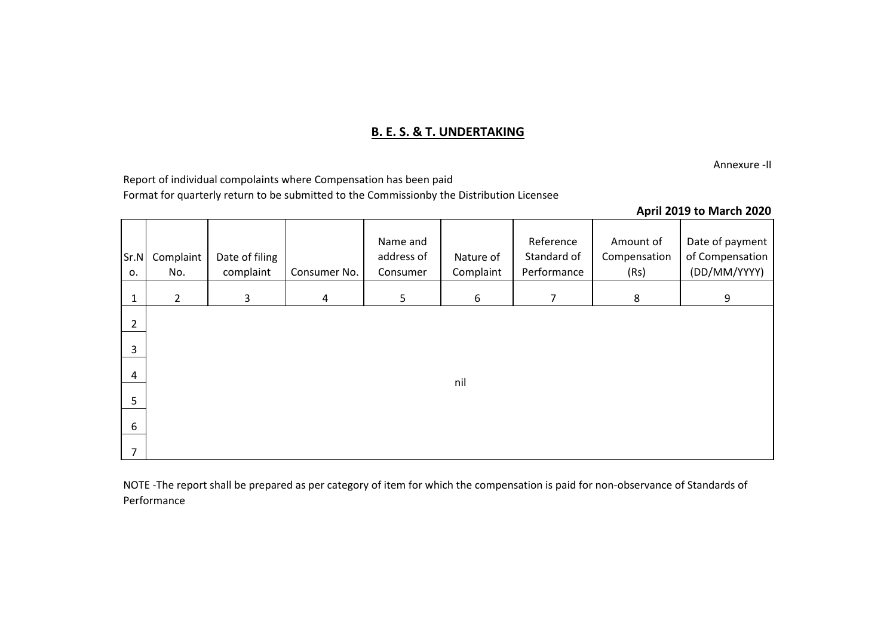## B. E. S. & T. UNDERTAKING

Annexure -II

Report of individual compolaints where Compensation has been paid
Format for quarterly return to be submitted to the Commissionby the Distribution Licensee

**April 2019 to March 2020**

| Sr.No. | Complaint No. | Date of filing complaint | Consumer No. | Name and address of Consumer | Nature of Complaint | Reference Standard of Performance | Amount of Compensation (Rs) | Date of payment of Compensation (DD/MM/YYYY) |
|---|---|---|---|---|---|---|---|---|
| 1 | 2 | 3 | 4 | 5 | 6 | 7 | 8 | 9 |
| 2 | | | | | | | | |
| 3 | | | | | | | | |
| 4 | | | | | nil | | | |
| 5 | | | | | | | | |
| 6 | | | | | | | | |
| 7 | | | | | | | | |

NOTE -The report shall be prepared as per category of item for which the compensation is paid for non-observance of Standards of Performance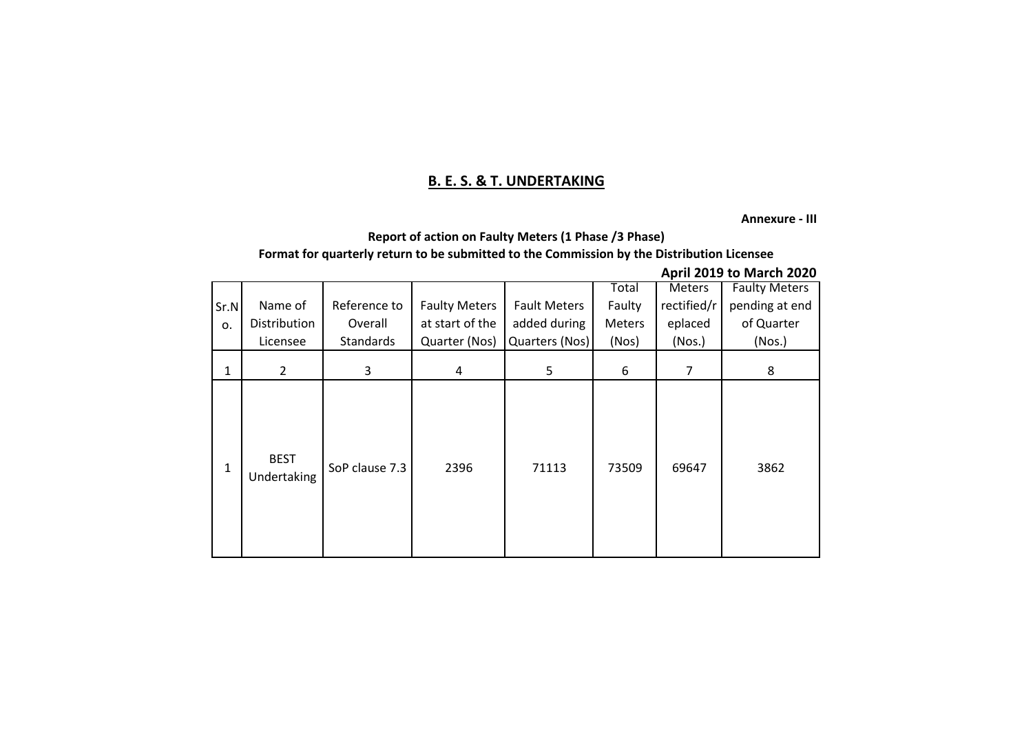## B. E. S. & T. UNDERTAKING

**Annexure - III**

**Report of action on Faulty Meters (1 Phase /3 Phase)**

**Format for quarterly return to be submitted to the Commission by the Distribution Licensee**

**April 2019 to March 2020**

| Sr.No. | Name of Distribution Licensee | Reference to Overall Standards | Faulty Meters at start of the Quarter (Nos) | Fault Meters added during Quarters (Nos) | Total Faulty Meters (Nos) | Meters rectified/replaced (Nos.) | Faulty Meters pending at end of Quarter (Nos.) |
|---|---|---|---|---|---|---|---|
| 1 | 2 | 3 | 4 | 5 | 6 | 7 | 8 |
| 1 | BEST Undertaking | SoP clause 7.3 | 2396 | 71113 | 73509 | 69647 | 3862 |